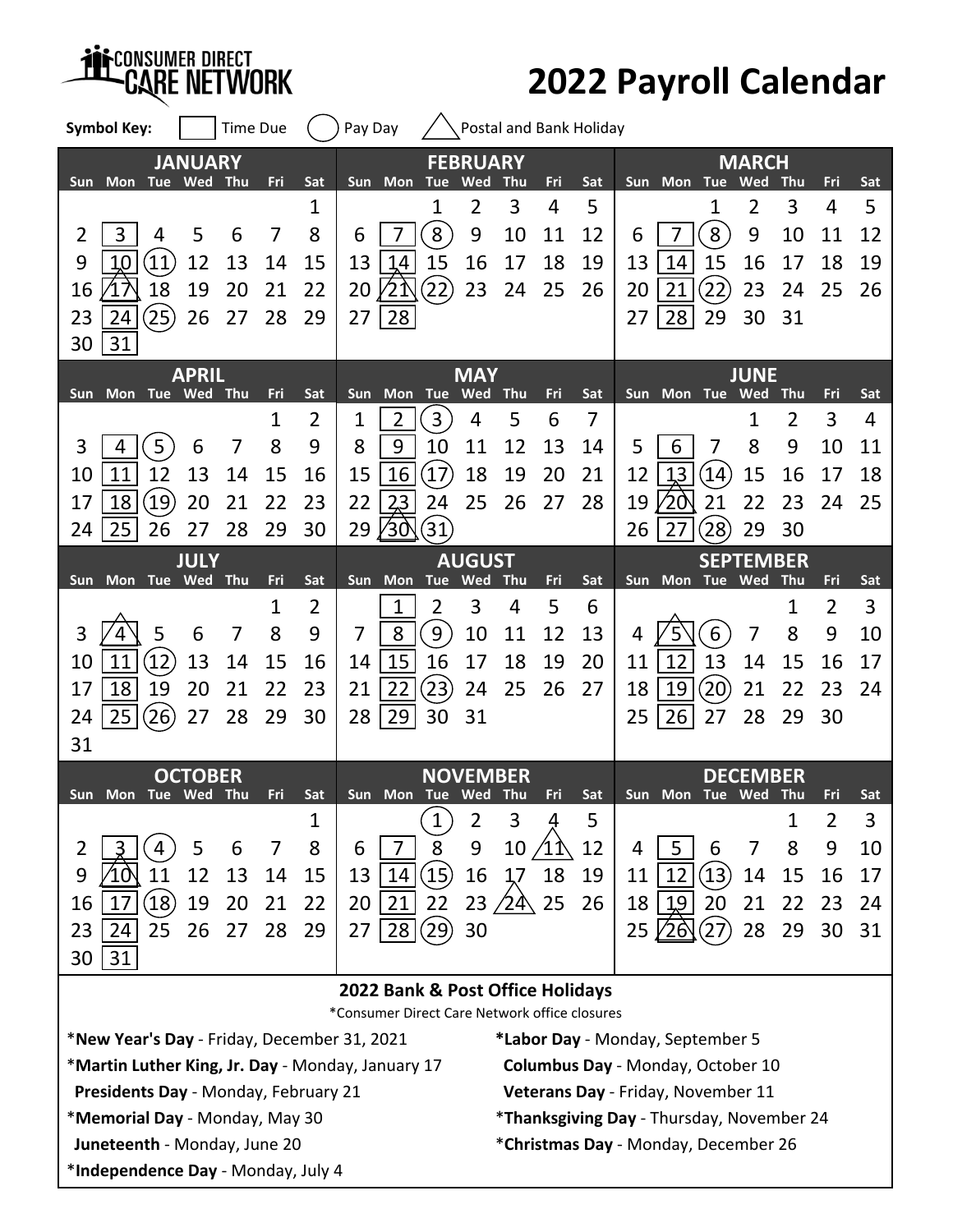# CONSUMER DIRECT CARE NETWORK

# 2022 Payroll Calendar

**Symbol Key:** [ ] Time Due ( ) Pay Day △ Postal and Bank Holiday

### JANUARY

| Sun | Mon | Tue | Wed | Thu | Fri | Sat |
|---|---|---|---|---|---|---|
| | | | | | | 1 |
| 2 | [3] | 4 | 5 | 6 | 7 | 8 |
| 9 | [10] | (11) | 12 | 13 | 14 | 15 |
| 16 | [17] △ | 18 | 19 | 20 | 21 | 22 |
| 23 | [24] | (25) | 26 | 27 | 28 | 29 |
| 30 | [31] | | | | | |

### FEBRUARY

| Sun | Mon | Tue | Wed | Thu | Fri | Sat |
|---|---|---|---|---|---|---|
| | | 1 | 2 | 3 | 4 | 5 |
| 6 | [7] | (8) | 9 | 10 | 11 | 12 |
| 13 | [14] | 15 | 16 | 17 | 18 | 19 |
| 20 | [21] △ | (22) | 23 | 24 | 25 | 26 |
| 27 | [28] | | | | | |

### MARCH

| Sun | Mon | Tue | Wed | Thu | Fri | Sat |
|---|---|---|---|---|---|---|
| | | 1 | 2 | 3 | 4 | 5 |
| 6 | [7] | (8) | 9 | 10 | 11 | 12 |
| 13 | [14] | 15 | 16 | 17 | 18 | 19 |
| 20 | [21] | (22) | 23 | 24 | 25 | 26 |
| 27 | [28] | 29 | 30 | 31 | | |

### APRIL

| Sun | Mon | Tue | Wed | Thu | Fri | Sat |
|---|---|---|---|---|---|---|
| | | | | | 1 | 2 |
| 3 | [4] | (5) | 6 | 7 | 8 | 9 |
| 10 | [11] | 12 | 13 | 14 | 15 | 16 |
| 17 | [18] | (19) | 20 | 21 | 22 | 23 |
| 24 | [25] | 26 | 27 | 28 | 29 | 30 |

### MAY

| Sun | Mon | Tue | Wed | Thu | Fri | Sat |
|---|---|---|---|---|---|---|
| 1 | [2] | (3) | 4 | 5 | 6 | 7 |
| 8 | [9] | 10 | 11 | 12 | 13 | 14 |
| 15 | [16] | (17) | 18 | 19 | 20 | 21 |
| 22 | [23] | 24 | 25 | 26 | 27 | 28 |
| 29 | [30] △ | (31) | | | | |

### JUNE

| Sun | Mon | Tue | Wed | Thu | Fri | Sat |
|---|---|---|---|---|---|---|
| | | | 1 | 2 | 3 | 4 |
| 5 | [6] | 7 | 8 | 9 | 10 | 11 |
| 12 | [13] | (14) | 15 | 16 | 17 | 18 |
| 19 | [20] △ | 21 | 22 | 23 | 24 | 25 |
| 26 | [27] | (28) | 29 | 30 | | |

### JULY

| Sun | Mon | Tue | Wed | Thu | Fri | Sat |
|---|---|---|---|---|---|---|
| | | | | | 1 | 2 |
| 3 | [4] △ | 5 | 6 | 7 | 8 | 9 |
| 10 | [11] | (12) | 13 | 14 | 15 | 16 |
| 17 | [18] | 19 | 20 | 21 | 22 | 23 |
| 24 | [25] | (26) | 27 | 28 | 29 | 30 |
| 31 | | | | | | |

### AUGUST

| Sun | Mon | Tue | Wed | Thu | Fri | Sat |
|---|---|---|---|---|---|---|
| | [1] | 2 | 3 | 4 | 5 | 6 |
| 7 | [8] | (9) | 10 | 11 | 12 | 13 |
| 14 | [15] | 16 | 17 | 18 | 19 | 20 |
| 21 | [22] | (23) | 24 | 25 | 26 | 27 |
| 28 | [29] | 30 | 31 | | | |

### SEPTEMBER

| Sun | Mon | Tue | Wed | Thu | Fri | Sat |
|---|---|---|---|---|---|---|
| | | | | 1 | 2 | 3 |
| 4 | [5] △ | (6) | 7 | 8 | 9 | 10 |
| 11 | [12] | 13 | 14 | 15 | 16 | 17 |
| 18 | [19] | (20) | 21 | 22 | 23 | 24 |
| 25 | [26] | 27 | 28 | 29 | 30 | |

### OCTOBER

| Sun | Mon | Tue | Wed | Thu | Fri | Sat |
|---|---|---|---|---|---|---|
| | | | | | | 1 |
| 2 | [3] | (4) | 5 | 6 | 7 | 8 |
| 9 | [10] △ | 11 | 12 | 13 | 14 | 15 |
| 16 | [17] | (18) | 19 | 20 | 21 | 22 |
| 23 | [24] | 25 | 26 | 27 | 28 | 29 |
| 30 | [31] | | | | | |

### NOVEMBER

| Sun | Mon | Tue | Wed | Thu | Fri | Sat |
|---|---|---|---|---|---|---|
| | | (1) | 2 | 3 | 4 | 5 |
| 6 | [7] | 8 | 9 | 10 | 11 △ | 12 |
| 13 | [14] | (15) | 16 | 17 | 18 | 19 |
| 20 | [21] | 22 | 23 | 24 △ | 25 | 26 |
| 27 | [28] | (29) | 30 | | | |

### DECEMBER

| Sun | Mon | Tue | Wed | Thu | Fri | Sat |
|---|---|---|---|---|---|---|
| | | | | 1 | 2 | 3 |
| 4 | [5] | 6 | 7 | 8 | 9 | 10 |
| 11 | [12] | (13) | 14 | 15 | 16 | 17 |
| 18 | [19] | 20 | 21 | 22 | 23 | 24 |
| 25 | [26] △ | (27) | 28 | 29 | 30 | 31 |

## 2022 Bank & Post Office Holidays

*Consumer Direct Care Network office closures

- ***New Year's Day** - Friday, December 31, 2021
- ***Martin Luther King, Jr. Day** - Monday, January 17
- **Presidents Day** - Monday, February 21
- ***Memorial Day** - Monday, May 30
- **Juneteenth** - Monday, June 20
- ***Independence Day** - Monday, July 4
- ***Labor Day** - Monday, September 5
- **Columbus Day** - Monday, October 10
- **Veterans Day** - Friday, November 11
- ***Thanksgiving Day** - Thursday, November 24
- ***Christmas Day** - Monday, December 26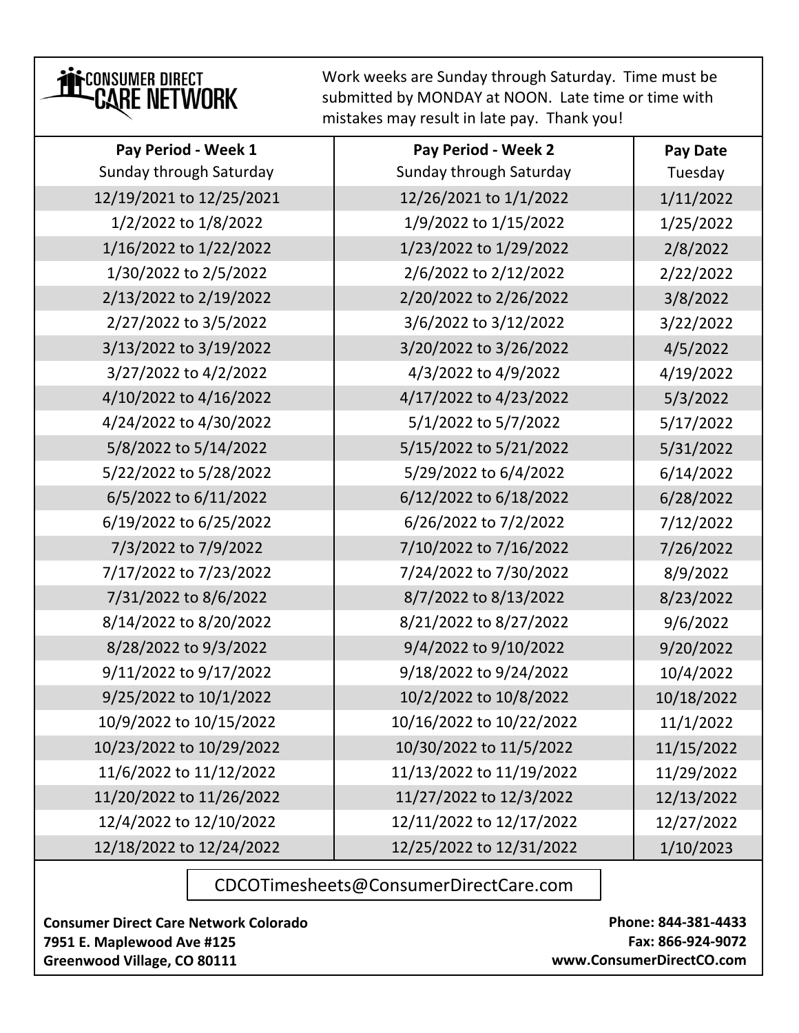CONSUMER DIRECT CARE NETWORK

Work weeks are Sunday through Saturday. Time must be submitted by MONDAY at NOON. Late time or time with mistakes may result in late pay. Thank you!

| Pay Period - Week 1<br>Sunday through Saturday | Pay Period - Week 2<br>Sunday through Saturday | Pay Date<br>Tuesday |
|---|---|---|
| 12/19/2021 to 12/25/2021 | 12/26/2021 to 1/1/2022 | 1/11/2022 |
| 1/2/2022 to 1/8/2022 | 1/9/2022 to 1/15/2022 | 1/25/2022 |
| 1/16/2022 to 1/22/2022 | 1/23/2022 to 1/29/2022 | 2/8/2022 |
| 1/30/2022 to 2/5/2022 | 2/6/2022 to 2/12/2022 | 2/22/2022 |
| 2/13/2022 to 2/19/2022 | 2/20/2022 to 2/26/2022 | 3/8/2022 |
| 2/27/2022 to 3/5/2022 | 3/6/2022 to 3/12/2022 | 3/22/2022 |
| 3/13/2022 to 3/19/2022 | 3/20/2022 to 3/26/2022 | 4/5/2022 |
| 3/27/2022 to 4/2/2022 | 4/3/2022 to 4/9/2022 | 4/19/2022 |
| 4/10/2022 to 4/16/2022 | 4/17/2022 to 4/23/2022 | 5/3/2022 |
| 4/24/2022 to 4/30/2022 | 5/1/2022 to 5/7/2022 | 5/17/2022 |
| 5/8/2022 to 5/14/2022 | 5/15/2022 to 5/21/2022 | 5/31/2022 |
| 5/22/2022 to 5/28/2022 | 5/29/2022 to 6/4/2022 | 6/14/2022 |
| 6/5/2022 to 6/11/2022 | 6/12/2022 to 6/18/2022 | 6/28/2022 |
| 6/19/2022 to 6/25/2022 | 6/26/2022 to 7/2/2022 | 7/12/2022 |
| 7/3/2022 to 7/9/2022 | 7/10/2022 to 7/16/2022 | 7/26/2022 |
| 7/17/2022 to 7/23/2022 | 7/24/2022 to 7/30/2022 | 8/9/2022 |
| 7/31/2022 to 8/6/2022 | 8/7/2022 to 8/13/2022 | 8/23/2022 |
| 8/14/2022 to 8/20/2022 | 8/21/2022 to 8/27/2022 | 9/6/2022 |
| 8/28/2022 to 9/3/2022 | 9/4/2022 to 9/10/2022 | 9/20/2022 |
| 9/11/2022 to 9/17/2022 | 9/18/2022 to 9/24/2022 | 10/4/2022 |
| 9/25/2022 to 10/1/2022 | 10/2/2022 to 10/8/2022 | 10/18/2022 |
| 10/9/2022 to 10/15/2022 | 10/16/2022 to 10/22/2022 | 11/1/2022 |
| 10/23/2022 to 10/29/2022 | 10/30/2022 to 11/5/2022 | 11/15/2022 |
| 11/6/2022 to 11/12/2022 | 11/13/2022 to 11/19/2022 | 11/29/2022 |
| 11/20/2022 to 11/26/2022 | 11/27/2022 to 12/3/2022 | 12/13/2022 |
| 12/4/2022 to 12/10/2022 | 12/11/2022 to 12/17/2022 | 12/27/2022 |
| 12/18/2022 to 12/24/2022 | 12/25/2022 to 12/31/2022 | 1/10/2023 |

CDCOTimesheets@ConsumerDirectCare.com

**Consumer Direct Care Network Colorado**
**7951 E. Maplewood Ave #125**
**Greenwood Village, CO 80111**

**Phone: 844-381-4433**
**Fax: 866-924-9072**
**www.ConsumerDirectCO.com**